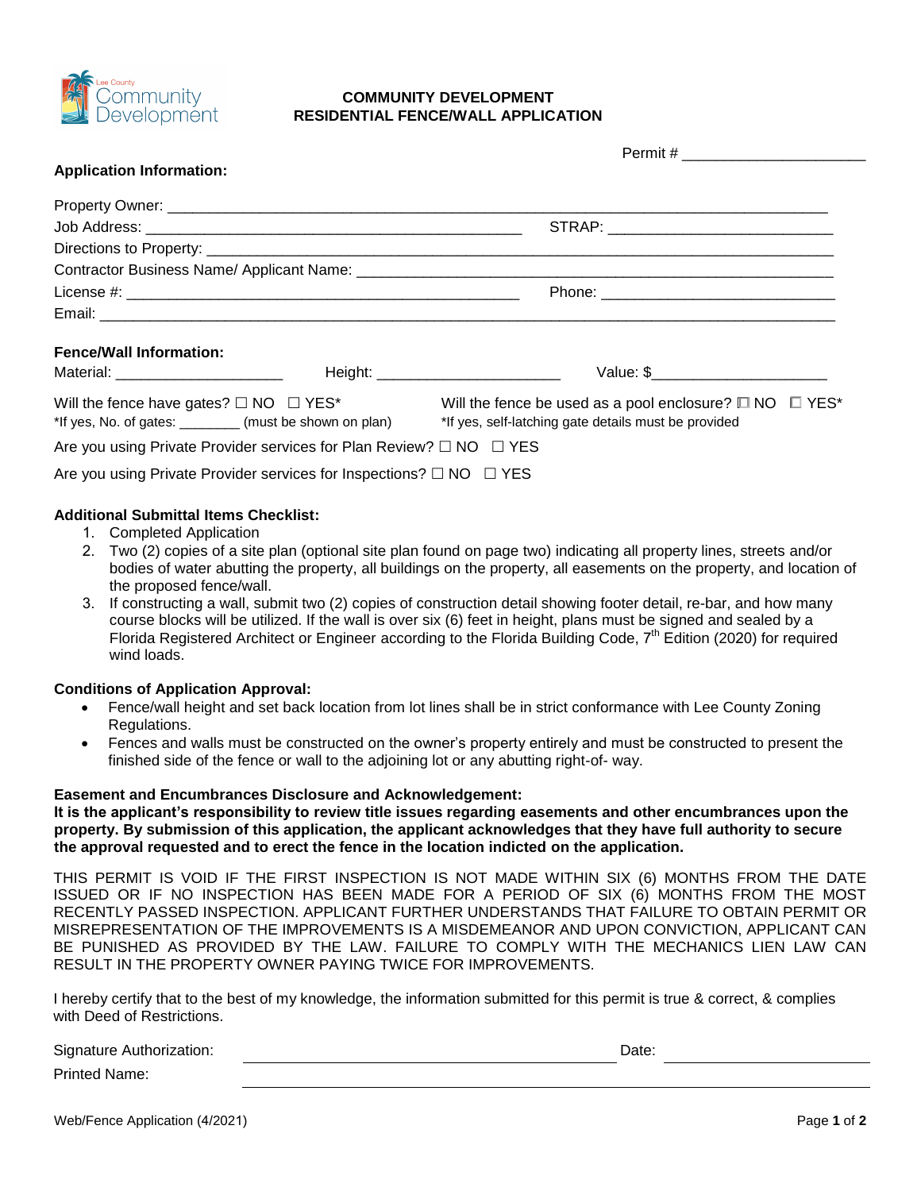**COMMUNITY DEVELOPMENT**
**RESIDENTIAL FENCE/WALL APPLICATION**

Permit # ______________________

**Application Information:**

Property Owner: ______________________________________________________________________

Job Address: _____________________________________________ STRAP: __________________________

Directions to Property: _________________________________________________________________

Contractor Business Name/ Applicant Name: _______________________________________________

License #: ______________________________________________ Phone: ____________________________

Email: _________________________________________________________________________________

**Fence/Wall Information:**

Material: ____________________ Height: ______________________ Value: $_____________________

Will the fence have gates? ☐ NO ☐ YES*
*If yes, No. of gates: ________ (must be shown on plan)

Will the fence be used as a pool enclosure? ☐ NO ☐ YES*
*If yes, self-latching gate details must be provided

Are you using Private Provider services for Plan Review? ☐ NO ☐ YES

Are you using Private Provider services for Inspections? ☐ NO ☐ YES

**Additional Submittal Items Checklist:**

1. Completed Application
2. Two (2) copies of a site plan (optional site plan found on page two) indicating all property lines, streets and/or bodies of water abutting the property, all buildings on the property, all easements on the property, and location of the proposed fence/wall.
3. If constructing a wall, submit two (2) copies of construction detail showing footer detail, re-bar, and how many course blocks will be utilized. If the wall is over six (6) feet in height, plans must be signed and sealed by a Florida Registered Architect or Engineer according to the Florida Building Code, 7th Edition (2020) for required wind loads.

**Conditions of Application Approval:**

- Fence/wall height and set back location from lot lines shall be in strict conformance with Lee County Zoning Regulations.
- Fences and walls must be constructed on the owner's property entirely and must be constructed to present the finished side of the fence or wall to the adjoining lot or any abutting right-of- way.

**Easement and Encumbrances Disclosure and Acknowledgement:**
**It is the applicant's responsibility to review title issues regarding easements and other encumbrances upon the property. By submission of this application, the applicant acknowledges that they have full authority to secure the approval requested and to erect the fence in the location indicted on the application.**

THIS PERMIT IS VOID IF THE FIRST INSPECTION IS NOT MADE WITHIN SIX (6) MONTHS FROM THE DATE ISSUED OR IF NO INSPECTION HAS BEEN MADE FOR A PERIOD OF SIX (6) MONTHS FROM THE MOST RECENTLY PASSED INSPECTION. APPLICANT FURTHER UNDERSTANDS THAT FAILURE TO OBTAIN PERMIT OR MISREPRESENTATION OF THE IMPROVEMENTS IS A MISDEMEANOR AND UPON CONVICTION, APPLICANT CAN BE PUNISHED AS PROVIDED BY THE LAW. FAILURE TO COMPLY WITH THE MECHANICS LIEN LAW CAN RESULT IN THE PROPERTY OWNER PAYING TWICE FOR IMPROVEMENTS.

I hereby certify that to the best of my knowledge, the information submitted for this permit is true & correct, & complies with Deed of Restrictions.

Signature Authorization: ______________________________ Date: ______________

Printed Name: ______________________________________________

Web/Fence Application (4/2021)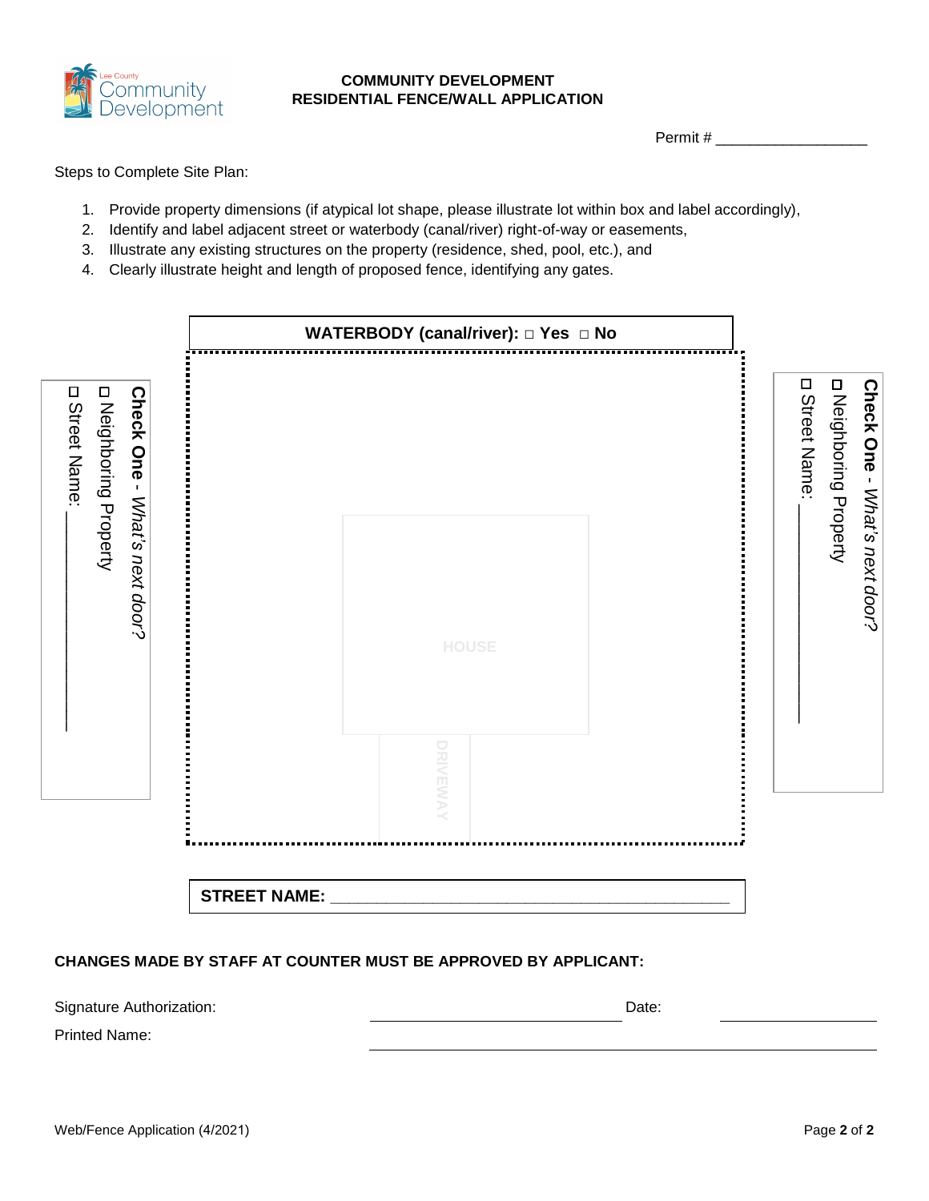**COMMUNITY DEVELOPMENT**
**RESIDENTIAL FENCE/WALL APPLICATION**

Permit # ___________________

Steps to Complete Site Plan:

1. Provide property dimensions (if atypical lot shape, please illustrate lot within box and label accordingly),
2. Identify and label adjacent street or waterbody (canal/river) right-of-way or easements,
3. Illustrate any existing structures on the property (residence, shed, pool, etc.), and
4. Clearly illustrate height and length of proposed fence, identifying any gates.

**WATERBODY (canal/river):** ☐ **Yes** ☐ **No**

**Check One** - *What's next door?*
☐ Neighboring Property
☐ Street Name: ___________________

HOUSE

DRIVEWAY

**Check One** - *What's next door?*
☐ Neighboring Property
☐ Street Name: ___________________

**STREET NAME:** ___________________________________________

**CHANGES MADE BY STAFF AT COUNTER MUST BE APPROVED BY APPLICANT:**

Signature Authorization: ______________________ Date: ______________

Printed Name: ______________________________________

Web/Fence Application (4/2021)